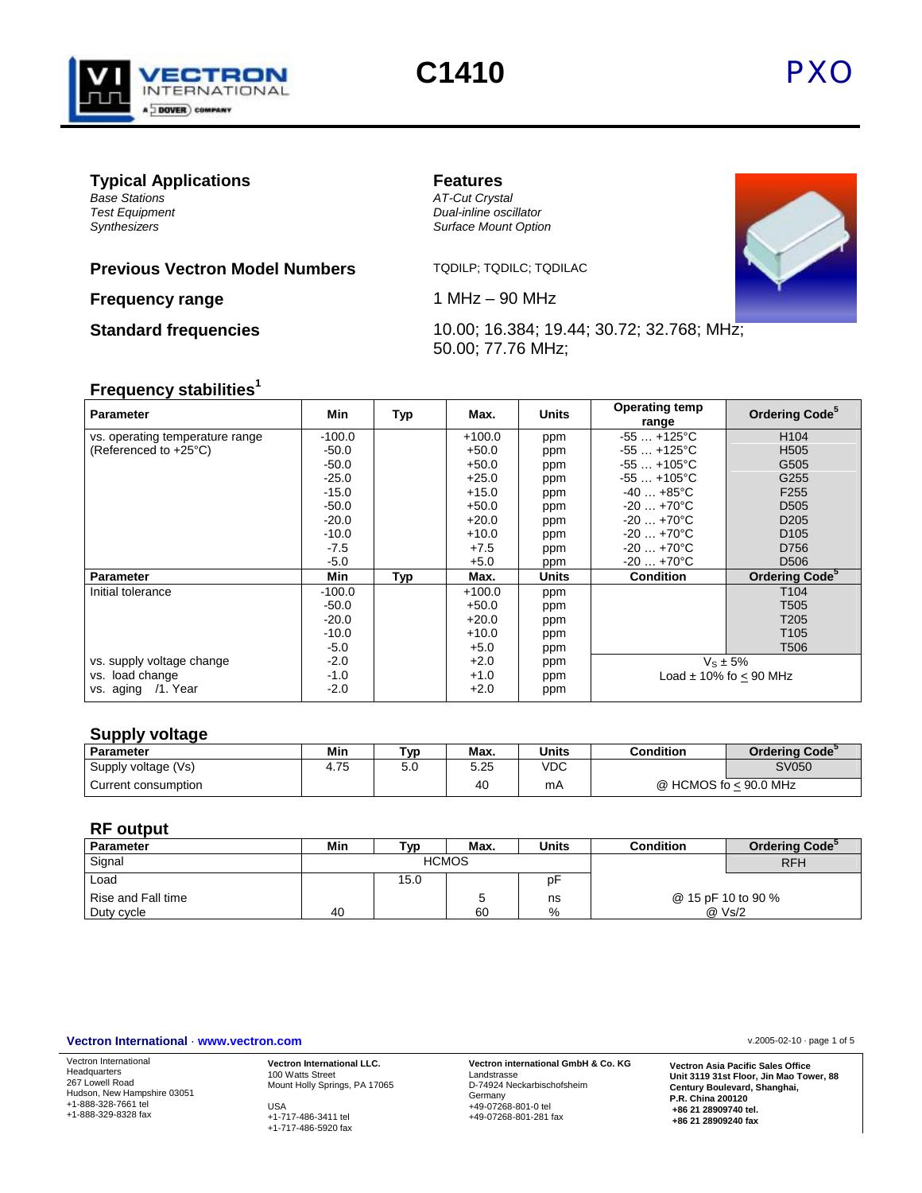# C1410

**PXO**

## Typical Applications

*Base Stations*
*Test Equipment*
*Synthesizers*

## Features

*AT-Cut Crystal*
*Dual-inline oscillator*
*Surface Mount Option*

**Previous Vectron Model Numbers** TQDILP; TQDILC; TQDILAC

**Frequency range** 1 MHz – 90 MHz

**Standard frequencies** 10.00; 16.384; 19.44; 30.72; 32.768; MHz; 50.00; 77.76 MHz;

## Frequency stabilities[1]

| Parameter | Min | Typ | Max. | Units | Operating temp range | Ordering Code[5] |
|---|---|---|---|---|---|---|
| vs. operating temperature range (Referenced to +25°C) | -100.0 | | +100.0 | ppm | -55 … +125°C | H104 |
| | -50.0 | | +50.0 | ppm | -55 … +125°C | H505 |
| | -50.0 | | +50.0 | ppm | -55 … +105°C | G505 |
| | -25.0 | | +25.0 | ppm | -55 … +105°C | G255 |
| | -15.0 | | +15.0 | ppm | -40 … +85°C | F255 |
| | -50.0 | | +50.0 | ppm | -20 … +70°C | D505 |
| | -20.0 | | +20.0 | ppm | -20 … +70°C | D205 |
| | -10.0 | | +10.0 | ppm | -20 … +70°C | D105 |
| | -7.5 | | +7.5 | ppm | -20 … +70°C | D756 |
| | -5.0 | | +5.0 | ppm | -20 … +70°C | D506 |
| **Parameter** | **Min** | **Typ** | **Max.** | **Units** | **Condition** | **Ordering Code[5]** |
| Initial tolerance | -100.0 | | +100.0 | ppm | | T104 |
| | -50.0 | | +50.0 | ppm | | T505 |
| | -20.0 | | +20.0 | ppm | | T205 |
| | -10.0 | | +10.0 | ppm | | T105 |
| | -5.0 | | +5.0 | ppm | | T506 |
| vs. supply voltage change | -2.0 | | +2.0 | ppm | $V_S$ ± 5% | |
| vs. load change | -1.0 | | +1.0 | ppm | Load ± 10% fo ≤ 90 MHz | |
| vs. aging /1. Year | -2.0 | | +2.0 | ppm | | |

## Supply voltage

| Parameter | Min | Typ | Max. | Units | Condition | Ordering Code[5] |
|---|---|---|---|---|---|---|
| Supply voltage (Vs) | 4.75 | 5.0 | 5.25 | VDC | | SV050 |
| Current consumption | | | 40 | mA | @ HCMOS fo ≤ 90.0 MHz | |

## RF output

| Parameter | Min | Typ | Max. | Units | Condition | Ordering Code[5] |
|---|---|---|---|---|---|---|
| Signal | | HCMOS | | | | RFH |
| Load | | 15.0 | | pF | | |
| Rise and Fall time | | | 5 | ns | @ 15 pF 10 to 90 % | |
| Duty cycle | 40 | | 60 | % | @ Vs/2 | |

**Vectron International** · **www.vectron.com**

v.2005-02-10

Vectron International
Headquarters
267 Lowell Road
Hudson, New Hampshire 03051
+1-888-328-7661 tel
+1-888-329-8328 fax

**Vectron International LLC.**
100 Watts Street
Mount Holly Springs, PA 17065

USA
+1-717-486-3411 tel
+1-717-486-5920 fax

**Vectron international GmbH & Co. KG**
Landstrasse
D-74924 Neckarbischofsheim
Germany
+49-07268-801-0 tel
+49-07268-801-281 fax

**Vectron Asia Pacific Sales Office**
**Unit 3119 31st Floor, Jin Mao Tower, 88 Century Boulevard, Shanghai,**
**P.R. China 200120**
**+86 21 28909740 tel.**
**+86 21 28909240 fax**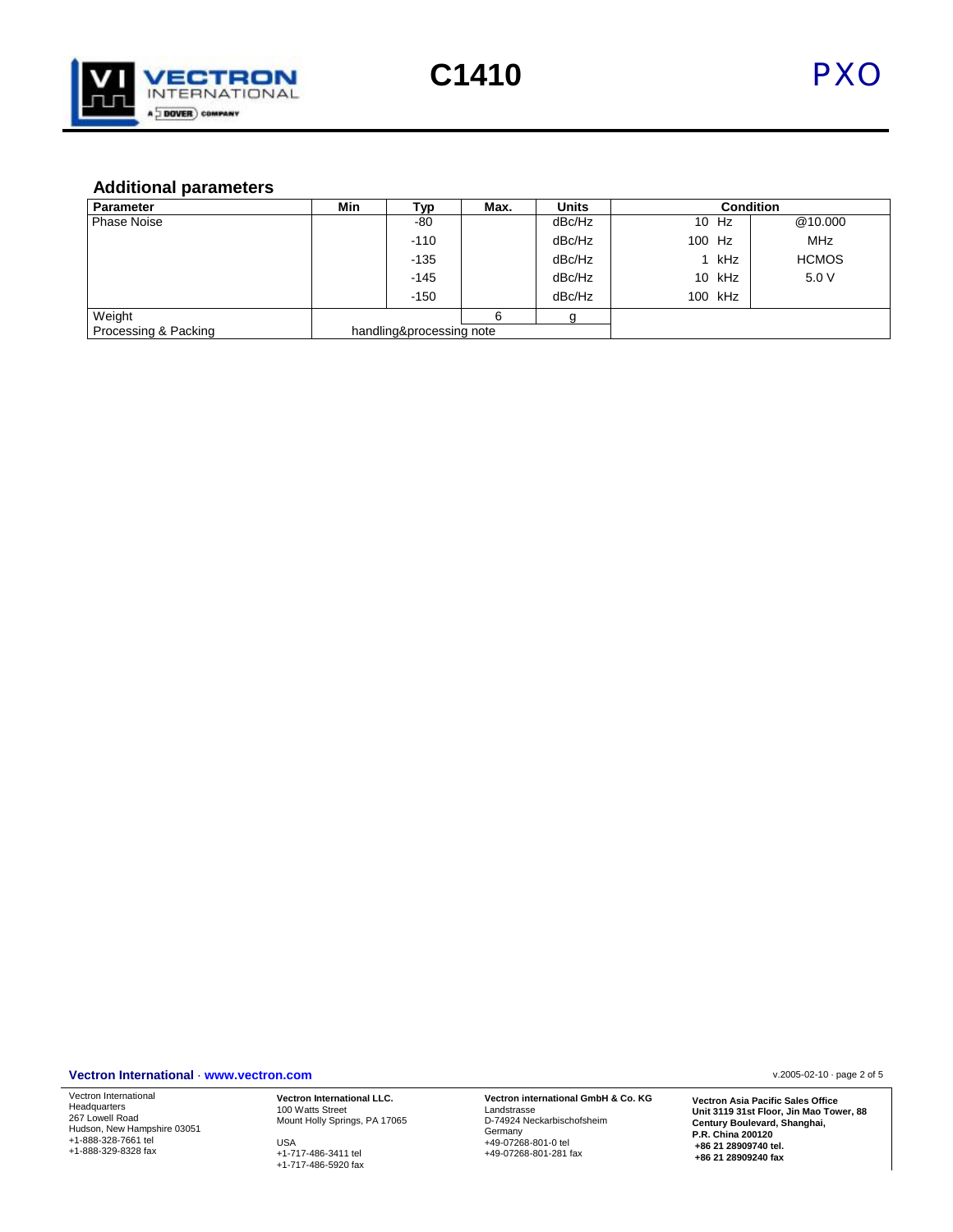## Additional parameters

| Parameter | Min | Typ | Max. | Units | Condition | |
|---|---|---|---|---|---|---|
| Phase Noise | | -80 | | dBc/Hz | 10 Hz | @10.000 |
| | | -110 | | dBc/Hz | 100 Hz | MHz |
| | | -135 | | dBc/Hz | 1 kHz | HCMOS |
| | | -145 | | dBc/Hz | 10 kHz | 5.0 V |
| | | -150 | | dBc/Hz | 100 kHz | |
| Weight | | | 6 | g | | |
| Processing & Packing | handling&processing note | | | | | |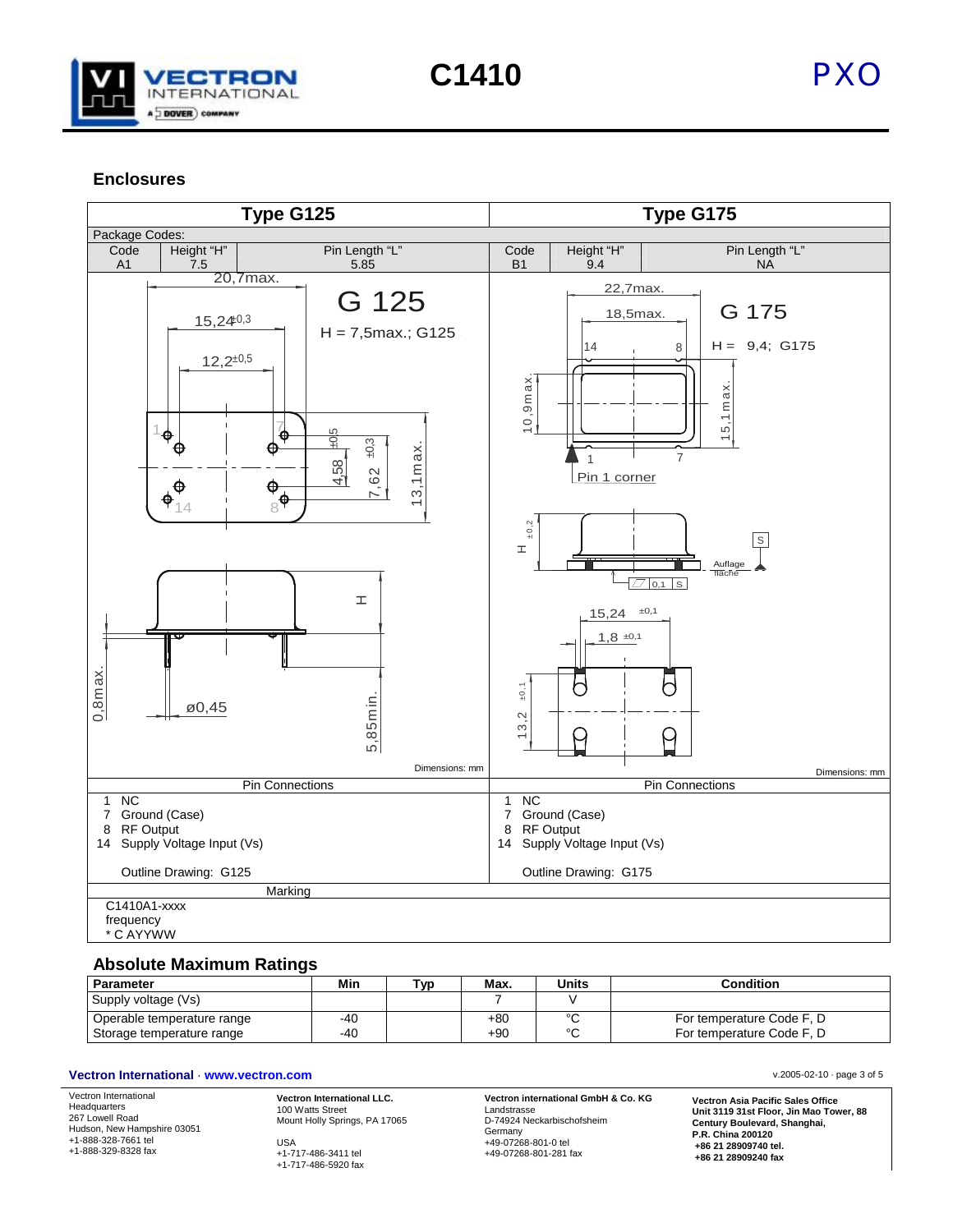## Enclosures

| Type G125 | | | Type G175 | | |
|---|---|---|---|---|---|
| Package Codes: | | | | | |
| Code | Height "H" | Pin Length "L" | Code | Height "H" | Pin Length "L" |
| A1 | 7.5 | 5.85 | B1 | 9.4 | NA |

G 125

H = 7,5max.; G125

20,7max.; 15,24±0,3; 12,2±0,5; 4,58±0,5; 7,62±0,3; 13,1max.; H; 0,8max.; ø0,45; 5,85min.

Dimensions: mm

G 175

H = 9,4; G175

22,7max.; 18,5max.; 10,9max.; 15,1max.; Pin 1 corner; H±0,2; Auflage fläche; 0,1 S; 15,24 ±0,1; 1,8 ±0,1; 13,2 ±0,1

Dimensions: mm

| Pin Connections (G125) | Pin Connections (G175) |
|---|---|
| 1 NC | 1 NC |
| 7 Ground (Case) | 7 Ground (Case) |
| 8 RF Output | 8 RF Output |
| 14 Supply Voltage Input (Vs) | 14 Supply Voltage Input (Vs) |
| Outline Drawing: G125 | Outline Drawing: G175 |

**Marking**

C1410A1-xxxx
frequency
* C AYYWW

## Absolute Maximum Ratings

| Parameter | Min | Typ | Max. | Units | Condition |
|---|---|---|---|---|---|
| Supply voltage (Vs) | | | 7 | V | |
| Operable temperature range | -40 | | +80 | °C | For temperature Code F, D |
| Storage temperature range | -40 | | +90 | °C | For temperature Code F, D |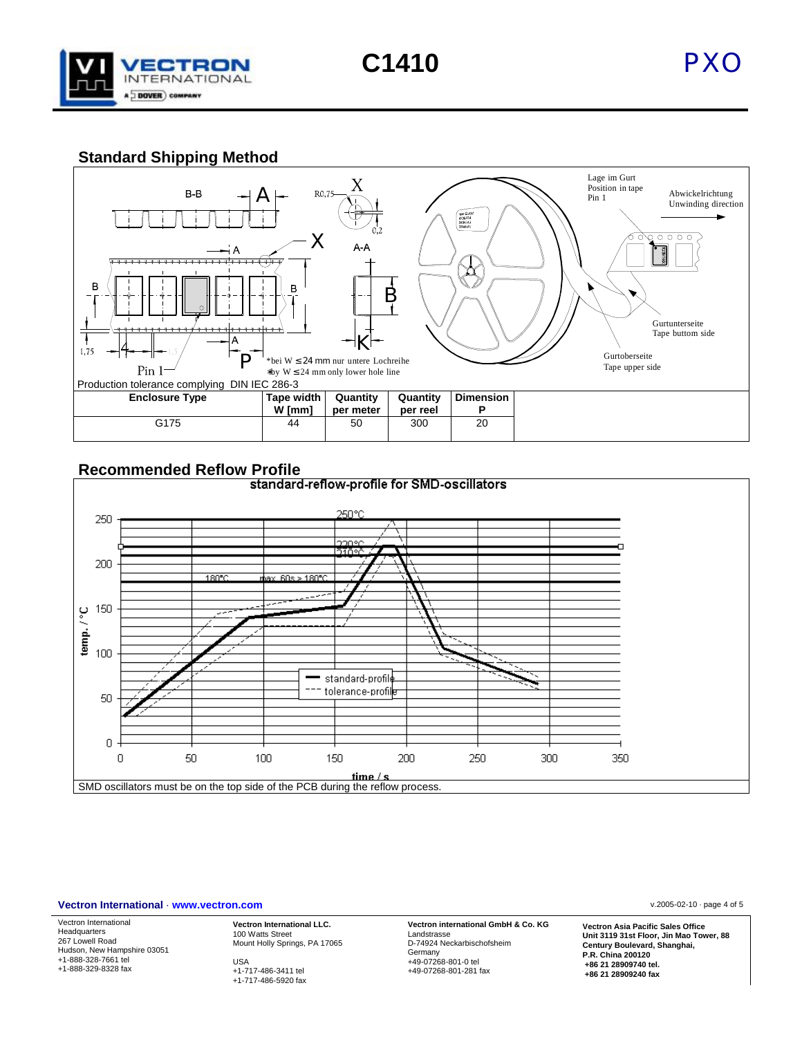## Standard Shipping Method

B-B

A

R0,75

X

0,2

X

A-A

A

B

B

B

K

A

1,75

4

1,5

P

Pin 1

*bei W ≤ 24 mm nur untere Lochreihe
*by W ≤ 24 mm only lower hole line

Lage im Gurt
Position in tape
Pin 1

Abwickelrichtung
Unwinding direction

Gurtunterseite
Tape buttom side

Gurtoberseite
Tape upper side

Production tolerance complying DIN IEC 286-3

| Enclosure Type | Tape width W [mm] | Quantity per meter | Quantity per reel | Dimension P |
|---|---|---|---|---|
| G175 | 44 | 50 | 300 | 20 |

## Recommended Reflow Profile

standard-reflow-profile for SMD-oscillators

250°C

220°C

210°C

180°C

max. 60s > 180°C

temp. / °C

time / s

standard-profile

tolerance-profile

SMD oscillators must be on the top side of the PCB during the reflow process.

**Vectron International** · **www.vectron.com**

v.2005-02-10

Vectron International
Headquarters
267 Lowell Road
Hudson, New Hampshire 03051
+1-888-328-7661 tel
+1-888-329-8328 fax

**Vectron International LLC.**
100 Watts Street
Mount Holly Springs, PA 17065

USA
+1-717-486-3411 tel
+1-717-486-5920 fax

**Vectron international GmbH & Co. KG**
Landstrasse
D-74924 Neckarbischofsheim
Germany
+49-07268-801-0 tel
+49-07268-801-281 fax

**Vectron Asia Pacific Sales Office**
**Unit 3119 31st Floor, Jin Mao Tower, 88 Century Boulevard, Shanghai,**
**P.R. China 200120**
**+86 21 28909740 tel.**
**+86 21 28909240 fax**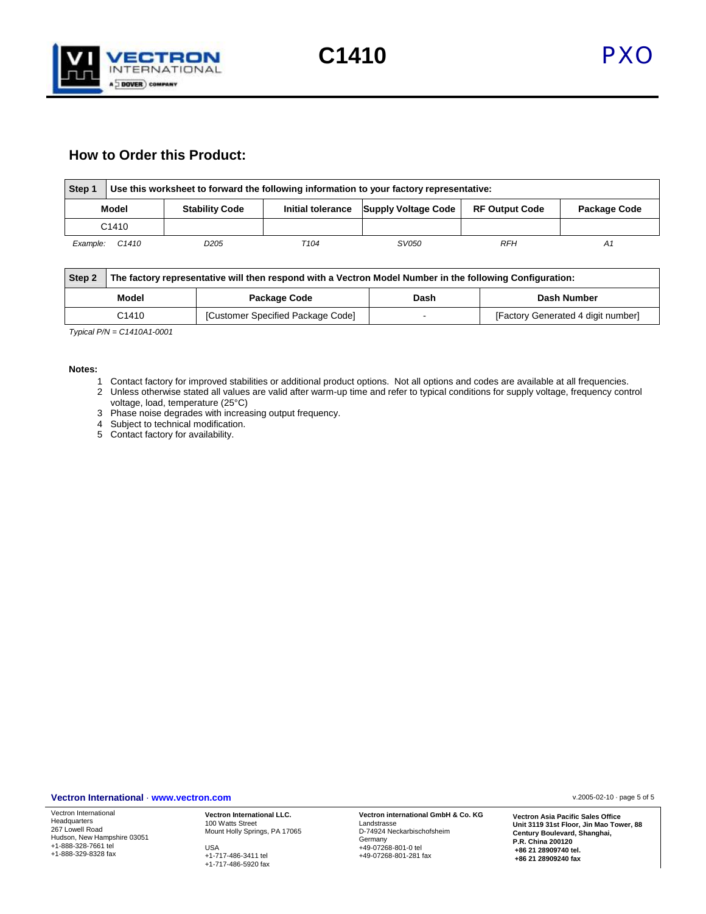## How to Order this Product:

| Step 1 | Use this worksheet to forward the following information to your factory representative: | | | | |
|---|---|---|---|---|---|
| **Model** | **Stability Code** | **Initial tolerance** | **Supply Voltage Code** | **RF Output Code** | **Package Code** |
| C1410 | | | | | |
| *Example: C1410* | *D205* | *T104* | *SV050* | *RFH* | *A1* |

| Step 2 | The factory representative will then respond with a Vectron Model Number in the following Configuration: | | |
|---|---|---|---|
| **Model** | **Package Code** | **Dash** | **Dash Number** |
| C1410 | [Customer Specified Package Code] | - | [Factory Generated 4 digit number] |

*Typical P/N = C1410A1-0001*

**Notes:**

1. Contact factory for improved stabilities or additional product options. Not all options and codes are available at all frequencies.
2. Unless otherwise stated all values are valid after warm-up time and refer to typical conditions for supply voltage, frequency control voltage, load, temperature (25°C)
3. Phase noise degrades with increasing output frequency.
4. Subject to technical modification.
5. Contact factory for availability.

**Vectron International · www.vectron.com**

Vectron International
Headquarters
267 Lowell Road
Hudson, New Hampshire 03051
+1-888-328-7661 tel
+1-888-329-8328 fax

**Vectron International LLC.**
100 Watts Street
Mount Holly Springs, PA 17065

USA
+1-717-486-3411 tel
+1-717-486-5920 fax

**Vectron international GmbH & Co. KG**
Landstrasse
D-74924 Neckarbischofsheim
Germany
+49-07268-801-0 tel
+49-07268-801-281 fax

**Vectron Asia Pacific Sales Office**
**Unit 3119 31st Floor, Jin Mao Tower, 88 Century Boulevard, Shanghai,**
**P.R. China 200120**
**+86 21 28909740 tel.**
**+86 21 28909240 fax**